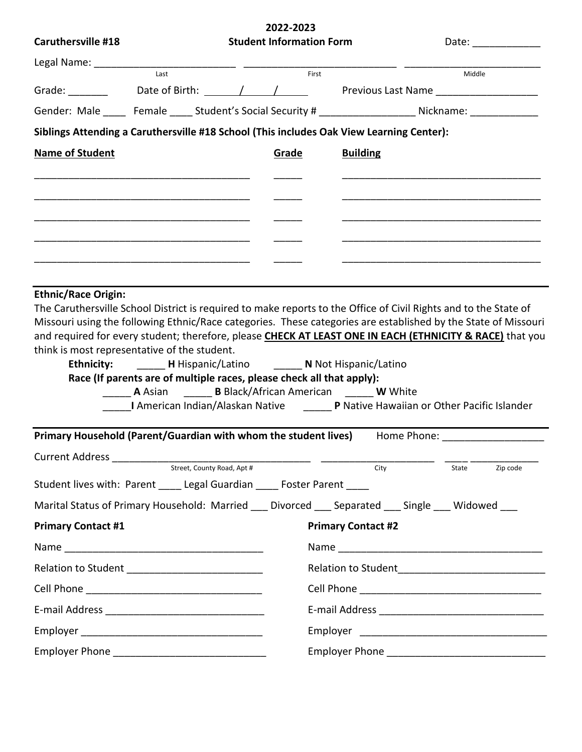**Caruthersville #18**

# 2022-2023 Student Information Form

Date: ____________

Legal Name: _________________________ ___________________________ ________________________
Last First Middle

Grade: _______ Date of Birth: ______/_____/______ Previous Last Name __________________

Gender: Male ____ Female ____ Student's Social Security # _________________ Nickname: ____________

**Siblings Attending a Caruthersville #18 School (This includes Oak View Learning Center):**

| Name of Student | Grade | Building |
|---|---|---|
| | | |
| | | |
| | | |
| | | |
| | | |

---

**Ethnic/Race Origin:**

The Caruthersville School District is required to make reports to the Office of Civil Rights and to the State of Missouri using the following Ethnic/Race categories. These categories are established by the State of Missouri and required for every student; therefore, please **CHECK AT LEAST ONE IN EACH (ETHNICITY & RACE)** that you think is most representative of the student.

**Ethnicity:** _____ **H** Hispanic/Latino _____ **N** Not Hispanic/Latino

**Race (If parents are of multiple races, please check all that apply):**

_____ **A** Asian _____ **B** Black/African American _____ **W** White

_____**I** American Indian/Alaskan Native _____ **P** Native Hawaiian or Other Pacific Islander

---

**Primary Household (Parent/Guardian with whom the student lives)** Home Phone: _________________

Current Address ___________________________________ ____________________ ____ ____________
Street, County Road, Apt # City State Zip code

Student lives with: Parent ____ Legal Guardian ____ Foster Parent ____

Marital Status of Primary Household: Married ___ Divorced ___ Separated ___ Single ___ Widowed ___

**Primary Contact #1**

Name ____________________________________

Relation to Student ________________________

Cell Phone _______________________________

E-mail Address ____________________________

Employer ________________________________

Employer Phone ___________________________

**Primary Contact #2**

Name _____________________________________

Relation to Student__________________________

Cell Phone _________________________________

E-mail Address _____________________________

Employer _________________________________

Employer Phone ____________________________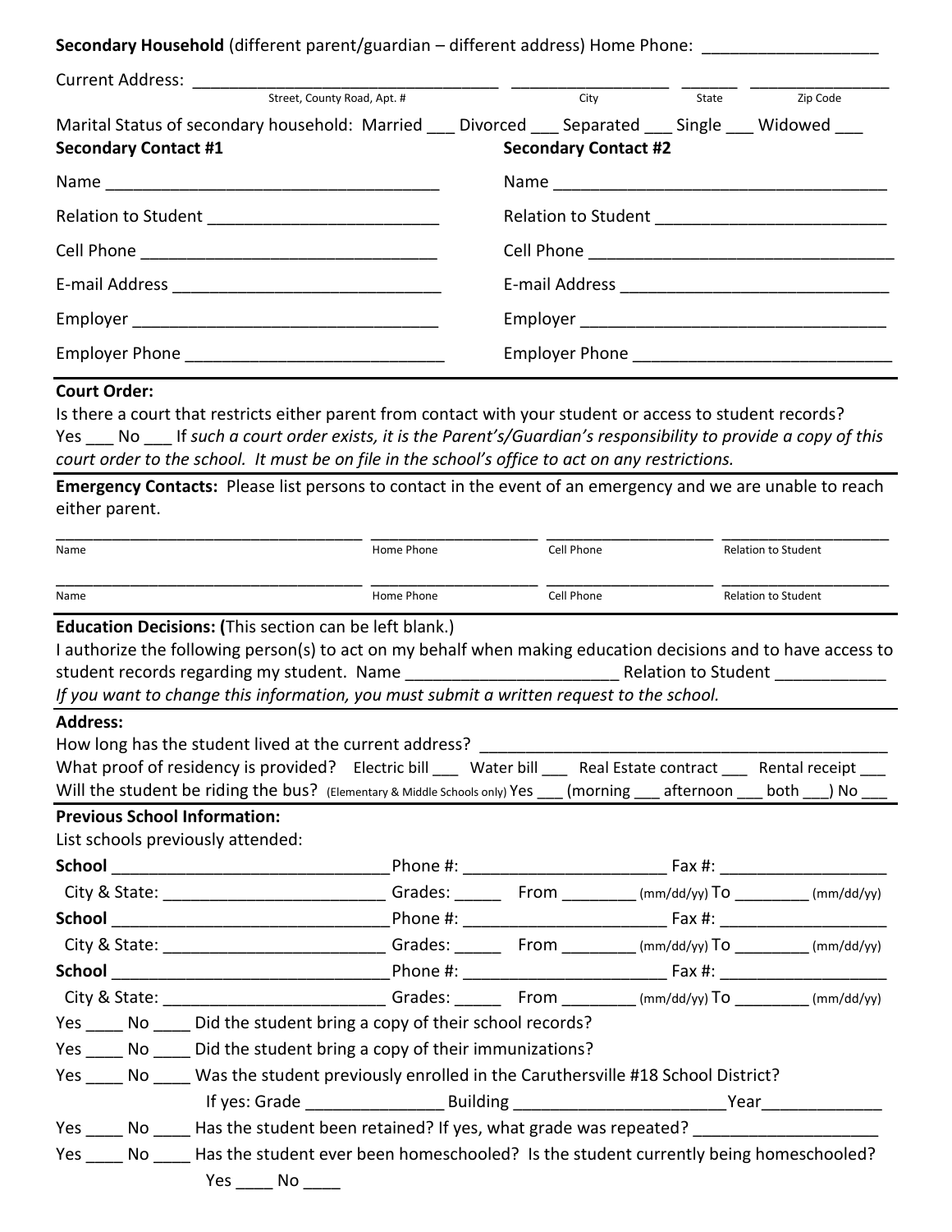**Secondary Household** (different parent/guardian – different address) Home Phone: ___________________

Current Address: _________________________________ _________________ ______ _______________

Street, County Road, Apt. # | City | State | Zip Code

Marital Status of secondary household: Married ___ Divorced ___ Separated ___ Single ___ Widowed ___

**Secondary Contact #1**

Name _____________________________________

Relation to Student _________________________

Cell Phone _________________________________

E-mail Address _____________________________

Employer _________________________________

Employer Phone ____________________________

**Secondary Contact #2**

Name _____________________________________

Relation to Student _________________________

Cell Phone _________________________________

E-mail Address _____________________________

Employer _________________________________

Employer Phone ____________________________

**Court Order:**

Is there a court that restricts either parent from contact with your student or access to student records? Yes ___ No ___ If *such a court order exists, it is the Parent's/Guardian's responsibility to provide a copy of this court order to the school. It must be on file in the school's office to act on any restrictions.*

**Emergency Contacts:** Please list persons to contact in the event of an emergency and we are unable to reach either parent.

| Name | Home Phone | Cell Phone | Relation to Student |
|---|---|---|---|
| | | | |
| | | | |

**Education Decisions: (**This section can be left blank.)

I authorize the following person(s) to act on my behalf when making education decisions and to have access to student records regarding my student. Name ______________________ Relation to Student ___________

*If you want to change this information, you must submit a written request to the school.*

**Address:**

How long has the student lived at the current address? _____________________________________________

What proof of residency is provided? Electric bill ___ Water bill ___ Real Estate contract ___ Rental receipt ___

Will the student be riding the bus? (Elementary & Middle Schools only) Yes ___ (morning ___ afternoon ___ both ___) No ___

**Previous School Information:**

List schools previously attended:

**School** ______________________________Phone #: _____________________ Fax #: __________________

City & State: ________________________ Grades: _____ From ________ (mm/dd/yy) To ________ (mm/dd/yy)

**School** ______________________________Phone #: _____________________ Fax #: __________________

City & State: ________________________ Grades: _____ From ________ (mm/dd/yy) To ________ (mm/dd/yy)

**School** ______________________________Phone #: _____________________ Fax #: __________________

City & State: ________________________ Grades: _____ From ________ (mm/dd/yy) To ________ (mm/dd/yy)

Yes ____ No ____ Did the student bring a copy of their school records?

Yes ____ No ____ Did the student bring a copy of their immunizations?

Yes ____ No ____ Was the student previously enrolled in the Caruthersville #18 School District?

If yes: Grade _______________ Building _______________________Year_____________

Yes ____ No ____ Has the student been retained? If yes, what grade was repeated? ____________________

Yes ____ No ____ Has the student ever been homeschooled? Is the student currently being homeschooled?

Yes ____ No ____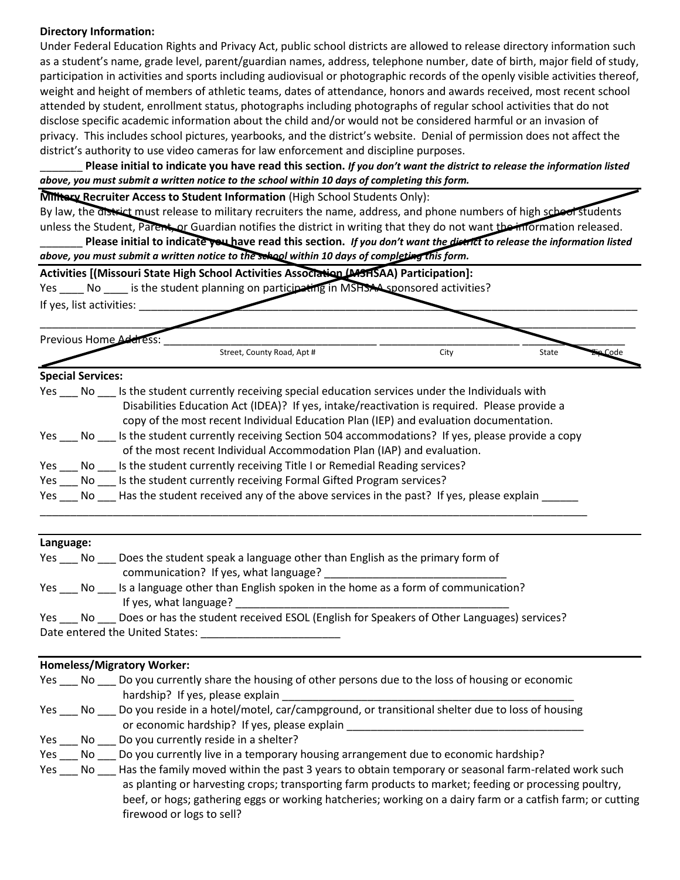**Directory Information:**
Under Federal Education Rights and Privacy Act, public school districts are allowed to release directory information such as a student's name, grade level, parent/guardian names, address, telephone number, date of birth, major field of study, participation in activities and sports including audiovisual or photographic records of the openly visible activities thereof, weight and height of members of athletic teams, dates of attendance, honors and awards received, most recent school attended by student, enrollment status, photographs including photographs of regular school activities that do not disclose specific academic information about the child and/or would not be considered harmful or an invasion of privacy. This includes school pictures, yearbooks, and the district's website. Denial of permission does not affect the district's authority to use video cameras for law enforcement and discipline purposes.

_______ **Please initial to indicate you have read this section.** ***If you don't want the district to release the information listed above, you must submit a written notice to the school within 10 days of completing this form.***

---

**Military Recruiter Access to Student Information** (High School Students Only):
By law, the district must release to military recruiters the name, address, and phone numbers of high school students unless the Student, Parent, or Guardian notifies the district in writing that they do not want the information released.

_______ **Please initial to indicate you have read this section.** ***If you don't want the district to release the information listed above, you must submit a written notice to the school within 10 days of completing this form.***

---

**Activities [(Missouri State High School Activities Association (MSHSAA) Participation]:**

Yes ____ No ____ is the student planning on participating in MSHSAA sponsored activities?

If yes, list activities: ________________________________________________________________

________________________________________________________________________________

Previous Home Address: ______________________________ ____________________ _______ __________
Street, County Road, Apt # City State Zip Code

---

**Special Services:**

Yes ___ No ___ Is the student currently receiving special education services under the Individuals with Disabilities Education Act (IDEA)? If yes, intake/reactivation is required. Please provide a copy of the most recent Individual Education Plan (IEP) and evaluation documentation.

Yes ___ No ___ Is the student currently receiving Section 504 accommodations? If yes, please provide a copy of the most recent Individual Accommodation Plan (IAP) and evaluation.

Yes ___ No ___ Is the student currently receiving Title I or Remedial Reading services?

Yes ___ No ___ Is the student currently receiving Formal Gifted Program services?

Yes ___ No ___ Has the student received any of the above services in the past? If yes, please explain ______

________________________________________________________________________________

---

**Language:**

Yes ___ No ___ Does the student speak a language other than English as the primary form of communication? If yes, what language? ______________________________

Yes ___ No ___ Is a language other than English spoken in the home as a form of communication? If yes, what language? ______________________________________________

Yes ___ No ___ Does or has the student received ESOL (English for Speakers of Other Languages) services?

Date entered the United States: _______________________

---

**Homeless/Migratory Worker:**

Yes ___ No ___ Do you currently share the housing of other persons due to the loss of housing or economic hardship? If yes, please explain __________________________________________________

Yes ___ No ___ Do you reside in a hotel/motel, car/campground, or transitional shelter due to loss of housing or economic hardship? If yes, please explain ________________________________________

Yes ___ No ___ Do you currently reside in a shelter?

Yes ___ No ___ Do you currently live in a temporary housing arrangement due to economic hardship?

Yes ___ No ___ Has the family moved within the past 3 years to obtain temporary or seasonal farm-related work such as planting or harvesting crops; transporting farm products to market; feeding or processing poultry, beef, or hogs; gathering eggs or working hatcheries; working on a dairy farm or a catfish farm; or cutting firewood or logs to sell?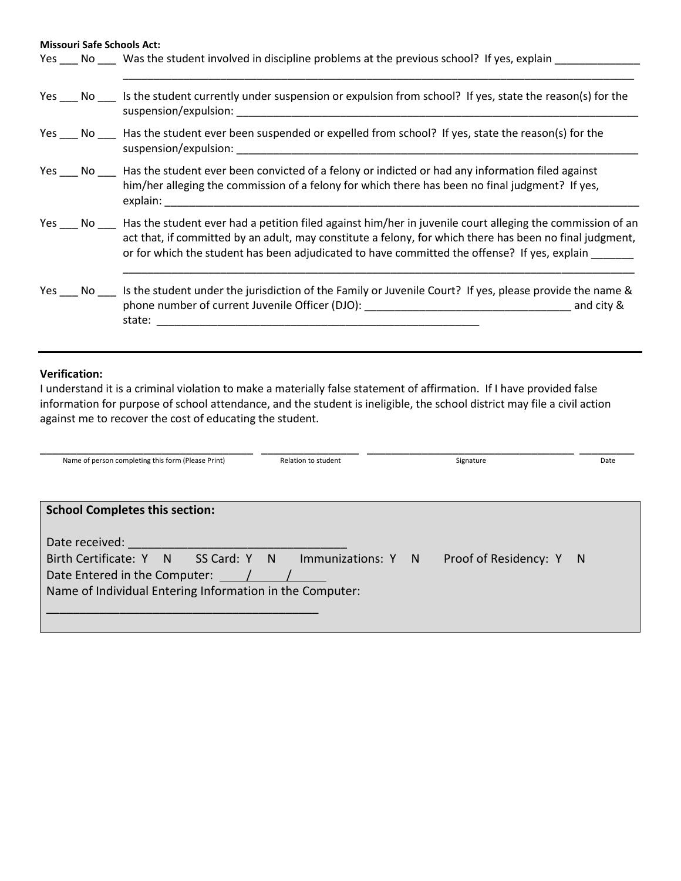**Missouri Safe Schools Act:**

Yes ___ No ___ Was the student involved in discipline problems at the previous school? If yes, explain ______________
_______________________________________________________________________________________

Yes ___ No ___ Is the student currently under suspension or expulsion from school? If yes, state the reason(s) for the suspension/expulsion: _______________________________________________________________________

Yes ___ No ___ Has the student ever been suspended or expelled from school? If yes, state the reason(s) for the suspension/expulsion: _______________________________________________________________________

Yes ___ No ___ Has the student ever been convicted of a felony or indicted or had any information filed against him/her alleging the commission of a felony for which there has been no final judgment? If yes, explain: _______________________________________________________________________________

Yes ___ No ___ Has the student ever had a petition filed against him/her in juvenile court alleging the commission of an act that, if committed by an adult, may constitute a felony, for which there has been no final judgment, or for which the student has been adjudicated to have committed the offense? If yes, explain _______
_______________________________________________________________________________________

Yes ___ No ___ Is the student under the jurisdiction of the Family or Juvenile Court? If yes, please provide the name & phone number of current Juvenile Officer (DJO): __________________________________ and city & state: _______________________________________________________

---

**Verification:**

I understand it is a criminal violation to make a materially false statement of affirmation. If I have provided false information for purpose of school attendance, and the student is ineligible, the school district may file a civil action against me to recover the cost of educating the student.

_____________________________________ _________________ ___________________________________ _________

Name of person completing this form (Please Print) | Relation to student | Signature | Date

**School Completes this section:**

Date received: _________________________________

Birth Certificate: Y N SS Card: Y N Immunizations: Y N Proof of Residency: Y N

Date Entered in the Computer: ____/_____/_____

Name of Individual Entering Information in the Computer:

_________________________________________